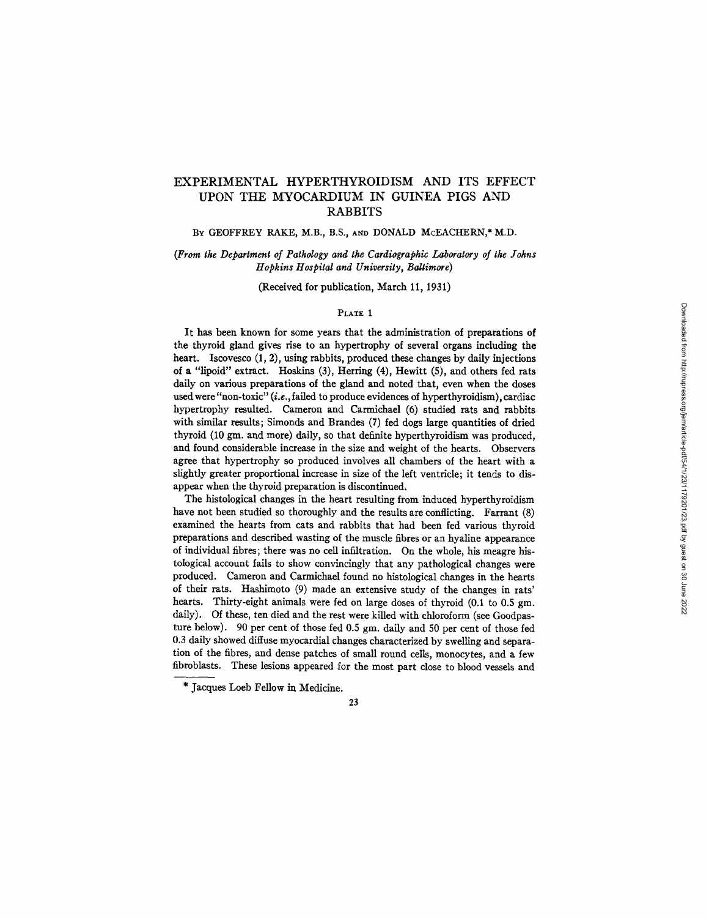# EXPERIMENTAL HYPERTHYROIDISM AND ITS EFFECT UPON THE MYOCARDIUM IN GUINEA PIGS AND RABBITS

BY GEOFFREY RAKE, M.B., B.S., AND DONALD MCEACHERN,* M.D.

*(From the Department of Pathology and the Cardiographic Laboratory of the Johns Hopkins Hospital and University, Baltimore)*

(Received for publication, March 11, 1931)

PLATE 1

It has been known for some years that the administration of preparations of the thyroid gland gives rise to an hypertrophy of several organs including the heart. Iscovesco (1, 2), using rabbits, produced these changes by daily injections of a "lipoid" extract. Hoskins (3), Herring (4), Hewitt (5), and others fed rats daily on various preparations of the gland and noted that, even when the doses used were "non-toxic" (*i.e.*, failed to produce evidences of hyperthyroidism), cardiac hypertrophy resulted. Cameron and Carmichael (6) studied rats and rabbits with similar results; Simonds and Brandes (7) fed dogs large quantities of dried thyroid (10 gm. and more) daily, so that definite hyperthyroidism was produced, and found considerable increase in the size and weight of the hearts. Observers agree that hypertrophy so produced involves all chambers of the heart with a slightly greater proportional increase in size of the left ventricle; it tends to disappear when the thyroid preparation is discontinued.

The histological changes in the heart resulting from induced hyperthyroidism have not been studied so thoroughly and the results are conflicting. Farrant (8) examined the hearts from cats and rabbits that had been fed various thyroid preparations and described wasting of the muscle fibres or an hyaline appearance of individual fibres; there was no cell infiltration. On the whole, his meagre histological account fails to show convincingly that any pathological changes were produced. Cameron and Carmichael found no histological changes in the hearts of their rats. Hashimoto (9) made an extensive study of the changes in rats' hearts. Thirty-eight animals were fed on large doses of thyroid (0.1 to 0.5 gm. daily). Of these, ten died and the rest were killed with chloroform (see Goodpasture below). 90 per cent of those fed 0.5 gm. daily and 50 per cent of those fed 0.3 daily showed diffuse myocardial changes characterized by swelling and separation of the fibres, and dense patches of small round cells, monocytes, and a few fibroblasts. These lesions appeared for the most part close to blood vessels and

\* Jacques Loeb Fellow in Medicine.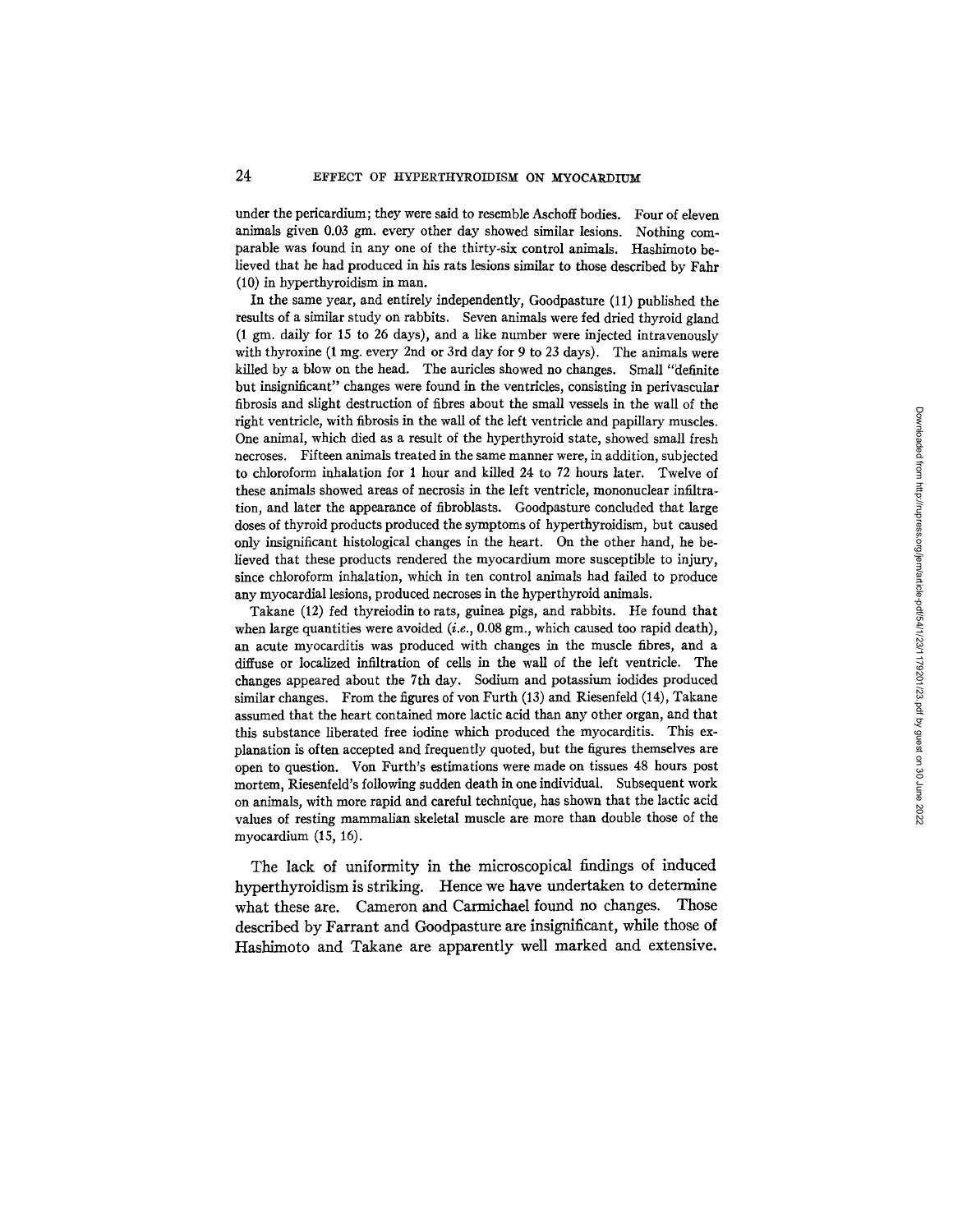under the pericardium; they were said to resemble Aschoff bodies. Four of eleven animals given 0.03 gm. every other day showed similar lesions. Nothing comparable was found in any one of the thirty-six control animals. Hashimoto believed that he had produced in his rats lesions similar to those described by Fahr (10) in hyperthyroidism in man.

In the same year, and entirely independently, Goodpasture (11) published the results of a similar study on rabbits. Seven animals were fed dried thyroid gland (1 gm. daily for 15 to 26 days), and a like number were injected intravenously with thyroxine (1 mg. every 2nd or 3rd day for 9 to 23 days). The animals were killed by a blow on the head. The auricles showed no changes. Small "definite but insignificant" changes were found in the ventricles, consisting in perivascular fibrosis and slight destruction of fibres about the small vessels in the wall of the right ventricle, with fibrosis in the wall of the left ventricle and papillary muscles. One animal, which died as a result of the hyperthyroid state, showed small fresh necroses. Fifteen animals treated in the same manner were, in addition, subjected to chloroform inhalation for 1 hour and killed 24 to 72 hours later. Twelve of these animals showed areas of necrosis in the left ventricle, mononuclear infiltration, and later the appearance of fibroblasts. Goodpasture concluded that large doses of thyroid products produced the symptoms of hyperthyroidism, but caused only insignificant histological changes in the heart. On the other hand, he believed that these products rendered the myocardium more susceptible to injury, since chloroform inhalation, which in ten control animals had failed to produce any myocardial lesions, produced necroses in the hyperthyroid animals.

Takane (12) fed thyreiodin to rats, guinea pigs, and rabbits. He found that when large quantities were avoided (*i.e.*, 0.08 gm., which caused too rapid death), an acute myocarditis was produced with changes in the muscle fibres, and a diffuse or localized infiltration of cells in the wall of the left ventricle. The changes appeared about the 7th day. Sodium and potassium iodides produced similar changes. From the figures of von Furth (13) and Riesenfeld (14), Takane assumed that the heart contained more lactic acid than any other organ, and that this substance liberated free iodine which produced the myocarditis. This explanation is often accepted and frequently quoted, but the figures themselves are open to question. Von Furth's estimations were made on tissues 48 hours post mortem, Riesenfeld's following sudden death in one individual. Subsequent work on animals, with more rapid and careful technique, has shown that the lactic acid values of resting mammalian skeletal muscle are more than double those of the myocardium (15, 16).

The lack of uniformity in the microscopical findings of induced hyperthyroidism is striking. Hence we have undertaken to determine what these are. Cameron and Carmichael found no changes. Those described by Farrant and Goodpasture are insignificant, while those of Hashimoto and Takane are apparently well marked and extensive.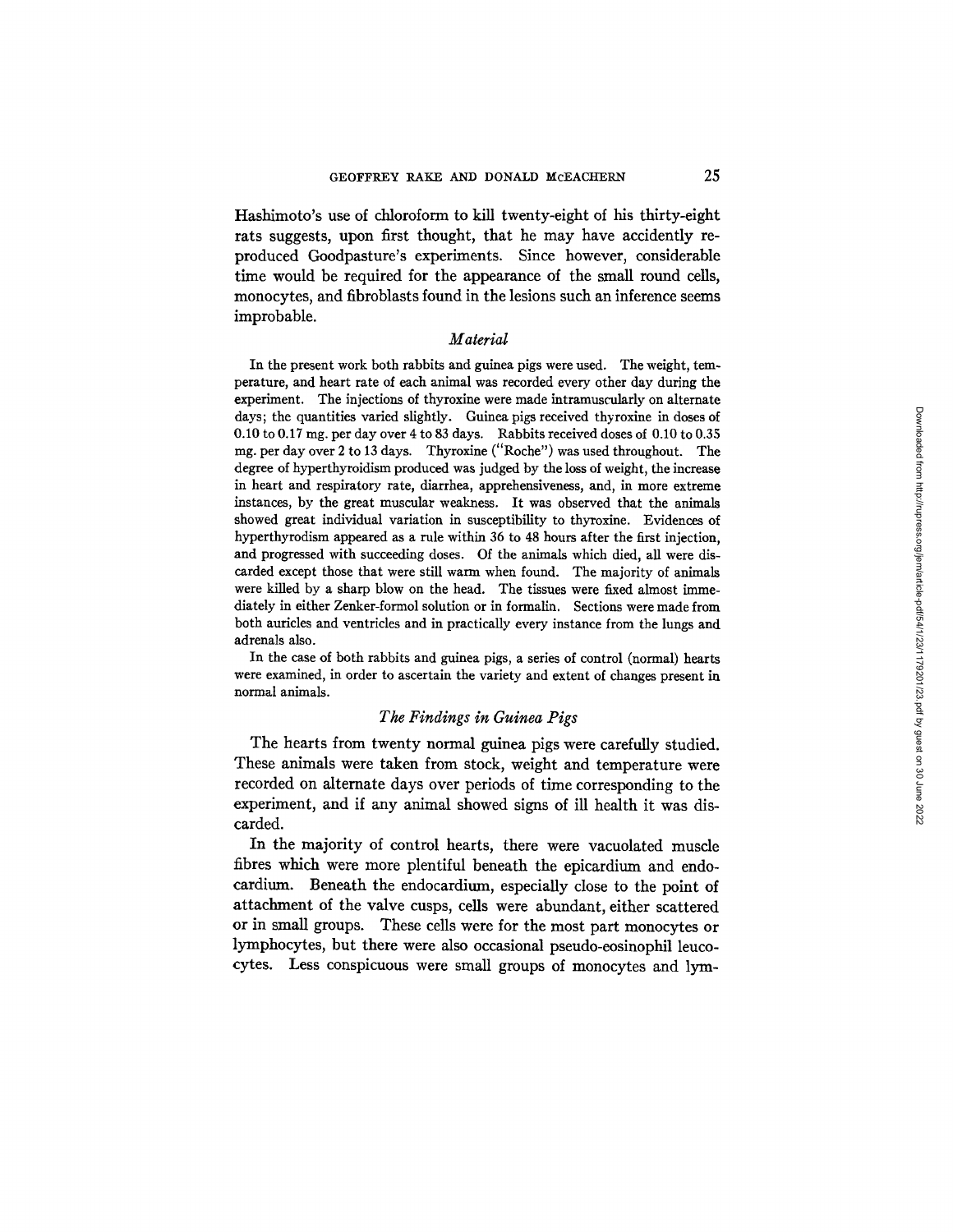Hashimoto's use of chloroform to kill twenty-eight of his thirty-eight rats suggests, upon first thought, that he may have accidently reproduced Goodpasture's experiments. Since however, considerable time would be required for the appearance of the small round cells, monocytes, and fibroblasts found in the lesions such an inference seems improbable.

### *Material*

In the present work both rabbits and guinea pigs were used. The weight, temperature, and heart rate of each animal was recorded every other day during the experiment. The injections of thyroxine were made intramuscularly on alternate days; the quantities varied slightly. Guinea pigs received thyroxine in doses of 0.10 to 0.17 mg. per day over 4 to 83 days. Rabbits received doses of 0.10 to 0.35 mg. per day over 2 to 13 days. Thyroxine ("Roche") was used throughout. The degree of hyperthyroidism produced was judged by the loss of weight, the increase in heart and respiratory rate, diarrhea, apprehensiveness, and, in more extreme instances, by the great muscular weakness. It was observed that the animals showed great individual variation in susceptibility to thyroxine. Evidences of hyperthyrodism appeared as a rule within 36 to 48 hours after the first injection, and progressed with succeeding doses. Of the animals which died, all were discarded except those that were still warm when found. The majority of animals were killed by a sharp blow on the head. The tissues were fixed almost immediately in either Zenker-formol solution or in formalin. Sections were made from both auricles and ventricles and in practically every instance from the lungs and adrenals also.

In the case of both rabbits and guinea pigs, a series of control (normal) hearts were examined, in order to ascertain the variety and extent of changes present in normal animals.

### *The Findings in Guinea Pigs*

The hearts from twenty normal guinea pigs were carefully studied. These animals were taken from stock, weight and temperature were recorded on alternate days over periods of time corresponding to the experiment, and if any animal showed signs of ill health it was discarded.

In the majority of control hearts, there were vacuolated muscle fibres which were more plentiful beneath the epicardium and endocardium. Beneath the endocardium, especially close to the point of attachment of the valve cusps, cells were abundant, either scattered or in small groups. These cells were for the most part monocytes or lymphocytes, but there were also occasional pseudo-eosinophil leucocytes. Less conspicuous were small groups of monocytes and lym-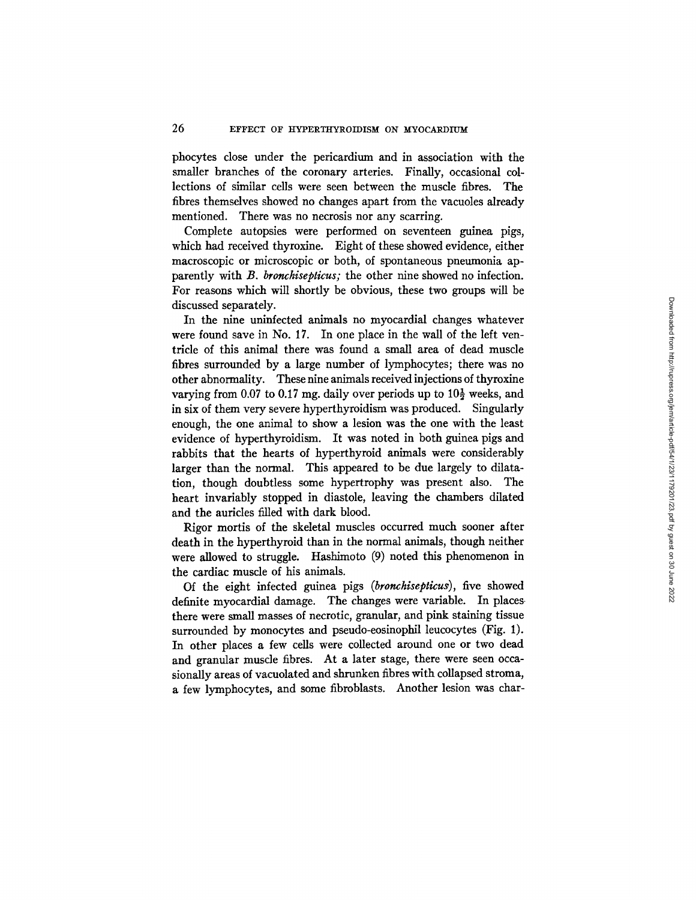phocytes close under the pericardium and in association with the smaller branches of the coronary arteries. Finally, occasional collections of similar cells were seen between the muscle fibres. The fibres themselves showed no changes apart from the vacuoles already mentioned. There was no necrosis nor any scarring.

Complete autopsies were performed on seventeen guinea pigs, which had received thyroxine. Eight of these showed evidence, either macroscopic or microscopic or both, of spontaneous pneumonia apparently with *B. bronchisepticus;* the other nine showed no infection. For reasons which will shortly be obvious, these two groups will be discussed separately.

In the nine uninfected animals no myocardial changes whatever were found save in No. 17. In one place in the wall of the left ventricle of this animal there was found a small area of dead muscle fibres surrounded by a large number of lymphocytes; there was no other abnormality. These nine animals received injections of thyroxine varying from 0.07 to 0.17 mg. daily over periods up to $10\frac{1}{2}$ weeks, and in six of them very severe hyperthyroidism was produced. Singularly enough, the one animal to show a lesion was the one with the least evidence of hyperthyroidism. It was noted in both guinea pigs and rabbits that the hearts of hyperthyroid animals were considerably larger than the normal. This appeared to be due largely to dilatation, though doubtless some hypertrophy was present also. The heart invariably stopped in diastole, leaving the chambers dilated and the auricles filled with dark blood.

Rigor mortis of the skeletal muscles occurred much sooner after death in the hyperthyroid than in the normal animals, though neither were allowed to struggle. Hashimoto (9) noted this phenomenon in the cardiac muscle of his animals.

Of the eight infected guinea pigs (*bronchisepticus*), five showed definite myocardial damage. The changes were variable. In places there were small masses of necrotic, granular, and pink staining tissue surrounded by monocytes and pseudo-eosinophil leucocytes (Fig. 1). In other places a few cells were collected around one or two dead and granular muscle fibres. At a later stage, there were seen occasionally areas of vacuolated and shrunken fibres with collapsed stroma, a few lymphocytes, and some fibroblasts. Another lesion was char-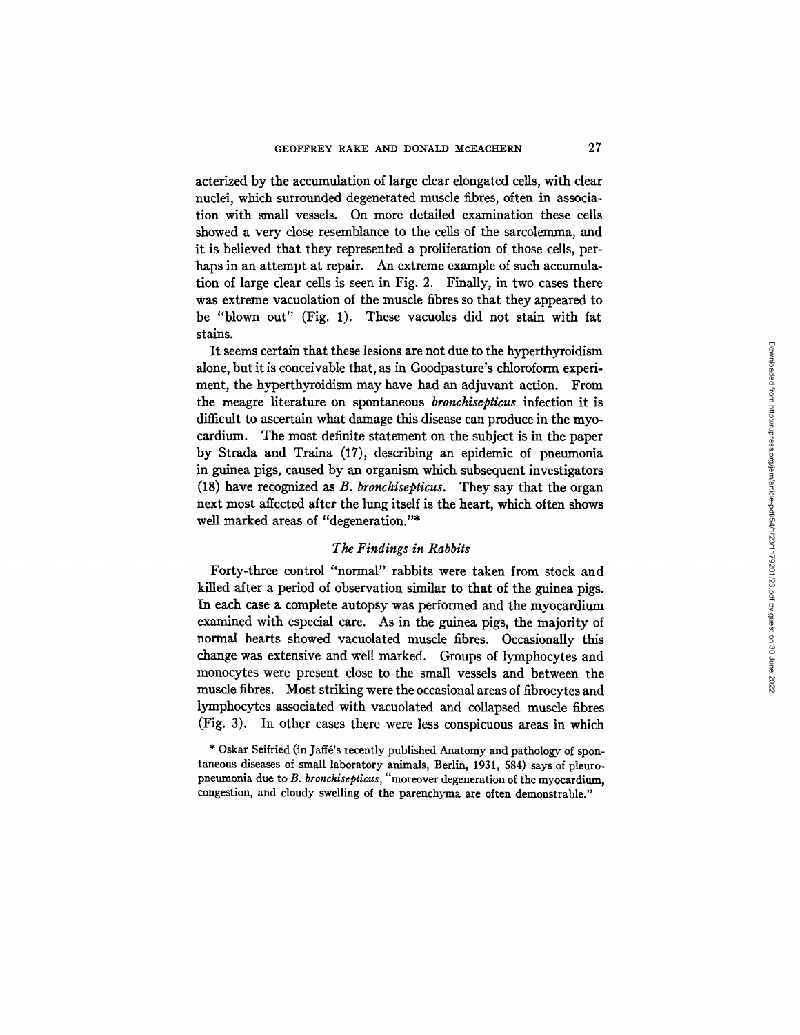acterized by the accumulation of large clear elongated cells, with clear nuclei, which surrounded degenerated muscle fibres, often in association with small vessels. On more detailed examination these cells showed a very close resemblance to the cells of the sarcolemma, and it is believed that they represented a proliferation of those cells, perhaps in an attempt at repair. An extreme example of such accumulation of large clear cells is seen in Fig. 2. Finally, in two cases there was extreme vacuolation of the muscle fibres so that they appeared to be "blown out" (Fig. 1). These vacuoles did not stain with fat stains.

It seems certain that these lesions are not due to the hyperthyroidism alone, but it is conceivable that, as in Goodpasture's chloroform experiment, the hyperthyroidism may have had an adjuvant action. From the meagre literature on spontaneous *bronchisepticus* infection it is difficult to ascertain what damage this disease can produce in the myocardium. The most definite statement on the subject is in the paper by Strada and Traina (17), describing an epidemic of pneumonia in guinea pigs, caused by an organism which subsequent investigators (18) have recognized as *B. bronchisepticus*. They say that the organ next most affected after the lung itself is the heart, which often shows well marked areas of "degeneration."*

### *The Findings in Rabbits*

Forty-three control "normal" rabbits were taken from stock and killed after a period of observation similar to that of the guinea pigs. In each case a complete autopsy was performed and the myocardium examined with especial care. As in the guinea pigs, the majority of normal hearts showed vacuolated muscle fibres. Occasionally this change was extensive and well marked. Groups of lymphocytes and monocytes were present close to the small vessels and between the muscle fibres. Most striking were the occasional areas of fibrocytes and lymphocytes associated with vacuolated and collapsed muscle fibres (Fig. 3). In other cases there were less conspicuous areas in which

\* Oskar Seifried (in Jaffé's recently published Anatomy and pathology of spontaneous diseases of small laboratory animals, Berlin, 1931, 584) says of pleuropneumonia due to *B. bronchisepticus*, "moreover degeneration of the myocardium, congestion, and cloudy swelling of the parenchyma are often demonstrable."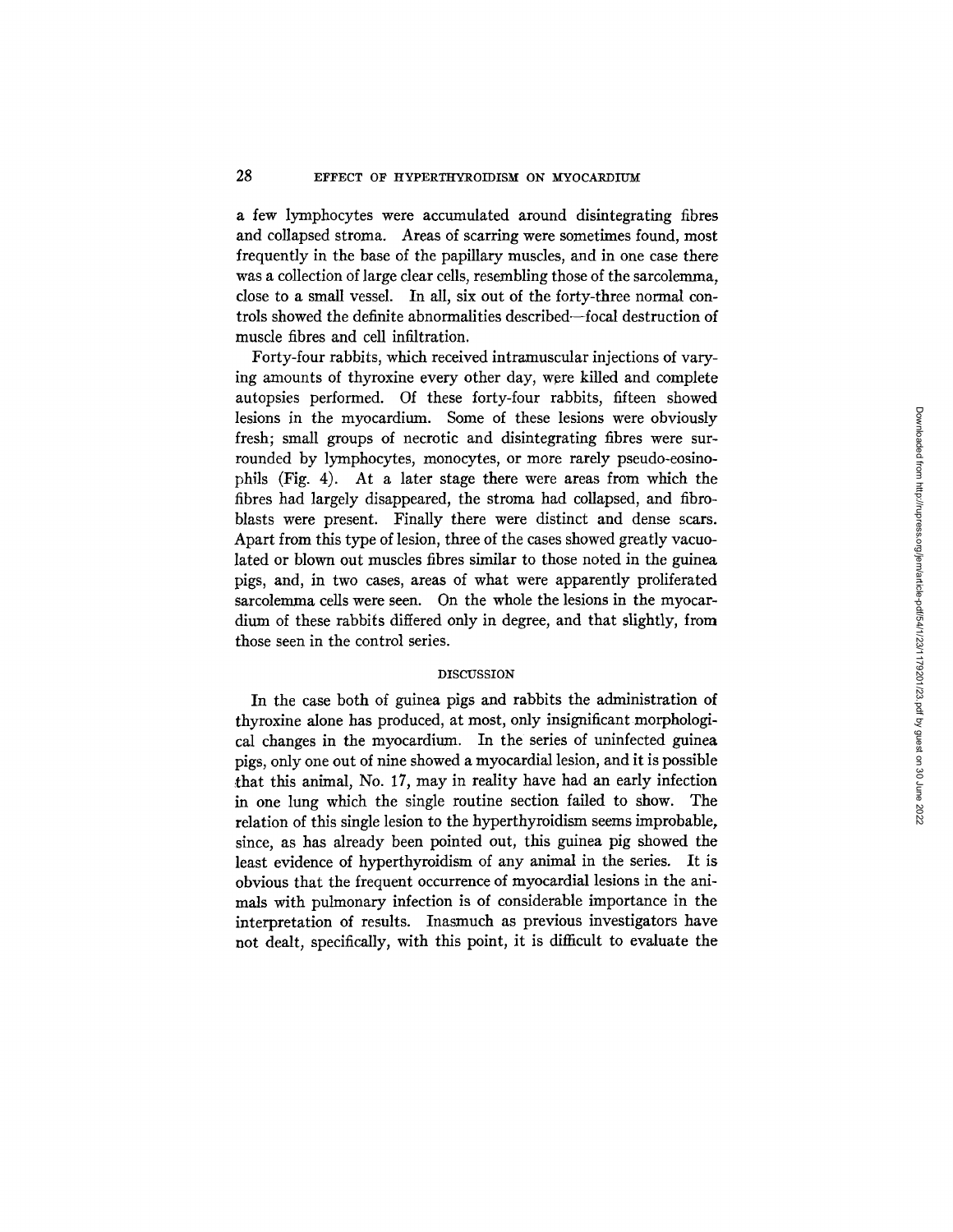a few lymphocytes were accumulated around disintegrating fibres and collapsed stroma. Areas of scarring were sometimes found, most frequently in the base of the papillary muscles, and in one case there was a collection of large clear cells, resembling those of the sarcolemma, close to a small vessel. In all, six out of the forty-three normal controls showed the definite abnormalities described—focal destruction of muscle fibres and cell infiltration.

Forty-four rabbits, which received intramuscular injections of varying amounts of thyroxine every other day, were killed and complete autopsies performed. Of these forty-four rabbits, fifteen showed lesions in the myocardium. Some of these lesions were obviously fresh; small groups of necrotic and disintegrating fibres were surrounded by lymphocytes, monocytes, or more rarely pseudo-eosinophils (Fig. 4). At a later stage there were areas from which the fibres had largely disappeared, the stroma had collapsed, and fibroblasts were present. Finally there were distinct and dense scars. Apart from this type of lesion, three of the cases showed greatly vacuolated or blown out muscles fibres similar to those noted in the guinea pigs, and, in two cases, areas of what were apparently proliferated sarcolemma cells were seen. On the whole the lesions in the myocardium of these rabbits differed only in degree, and that slightly, from those seen in the control series.

## DISCUSSION

In the case both of guinea pigs and rabbits the administration of thyroxine alone has produced, at most, only insignificant morphological changes in the myocardium. In the series of uninfected guinea pigs, only one out of nine showed a myocardial lesion, and it is possible that this animal, No. 17, may in reality have had an early infection in one lung which the single routine section failed to show. The relation of this single lesion to the hyperthyroidism seems improbable, since, as has already been pointed out, this guinea pig showed the least evidence of hyperthyroidism of any animal in the series. It is obvious that the frequent occurrence of myocardial lesions in the animals with pulmonary infection is of considerable importance in the interpretation of results. Inasmuch as previous investigators have not dealt, specifically, with this point, it is difficult to evaluate the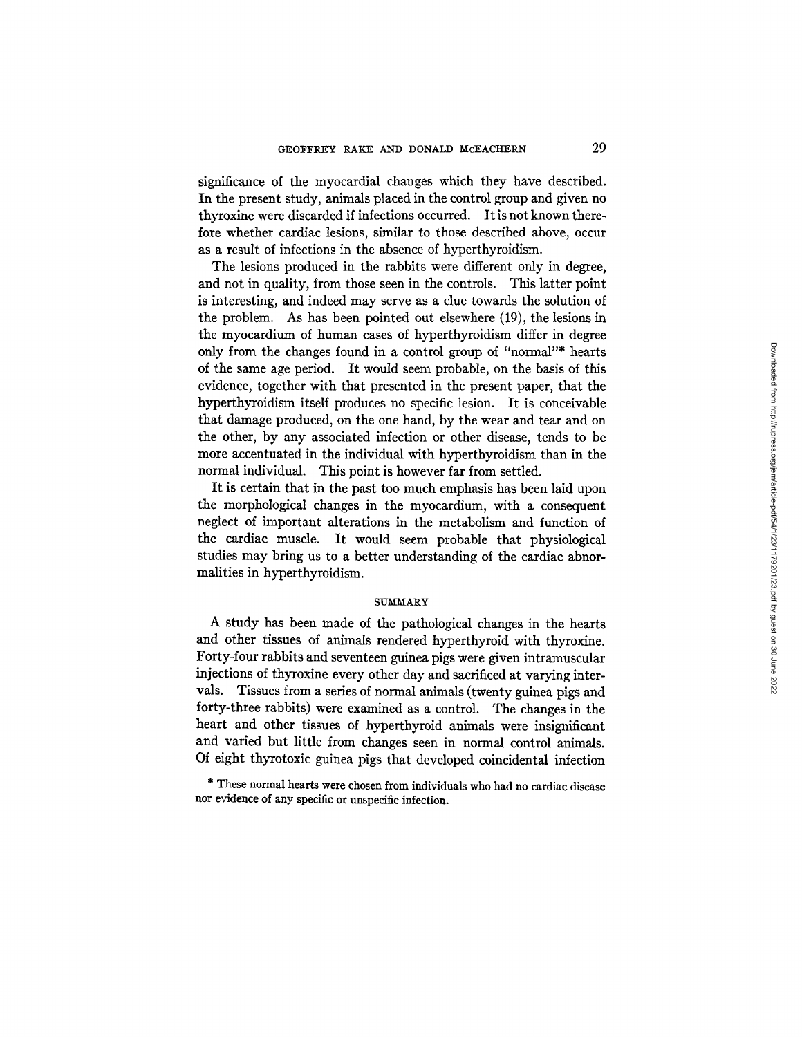significance of the myocardial changes which they have described. In the present study, animals placed in the control group and given no thyroxine were discarded if infections occurred. It is not known therefore whether cardiac lesions, similar to those described above, occur as a result of infections in the absence of hyperthyroidism.

The lesions produced in the rabbits were different only in degree, and not in quality, from those seen in the controls. This latter point is interesting, and indeed may serve as a clue towards the solution of the problem. As has been pointed out elsewhere (19), the lesions in the myocardium of human cases of hyperthyroidism differ in degree only from the changes found in a control group of "normal"* hearts of the same age period. It would seem probable, on the basis of this evidence, together with that presented in the present paper, that the hyperthyroidism itself produces no specific lesion. It is conceivable that damage produced, on the one hand, by the wear and tear and on the other, by any associated infection or other disease, tends to be more accentuated in the individual with hyperthyroidism than in the normal individual. This point is however far from settled.

It is certain that in the past too much emphasis has been laid upon the morphological changes in the myocardium, with a consequent neglect of important alterations in the metabolism and function of the cardiac muscle. It would seem probable that physiological studies may bring us to a better understanding of the cardiac abnormalities in hyperthyroidism.

## SUMMARY

A study has been made of the pathological changes in the hearts and other tissues of animals rendered hyperthyroid with thyroxine. Forty-four rabbits and seventeen guinea pigs were given intramuscular injections of thyroxine every other day and sacrificed at varying intervals. Tissues from a series of normal animals (twenty guinea pigs and forty-three rabbits) were examined as a control. The changes in the heart and other tissues of hyperthyroid animals were insignificant and varied but little from changes seen in normal control animals. Of eight thyrotoxic guinea pigs that developed coincidental infection

* These normal hearts were chosen from individuals who had no cardiac disease nor evidence of any specific or unspecific infection.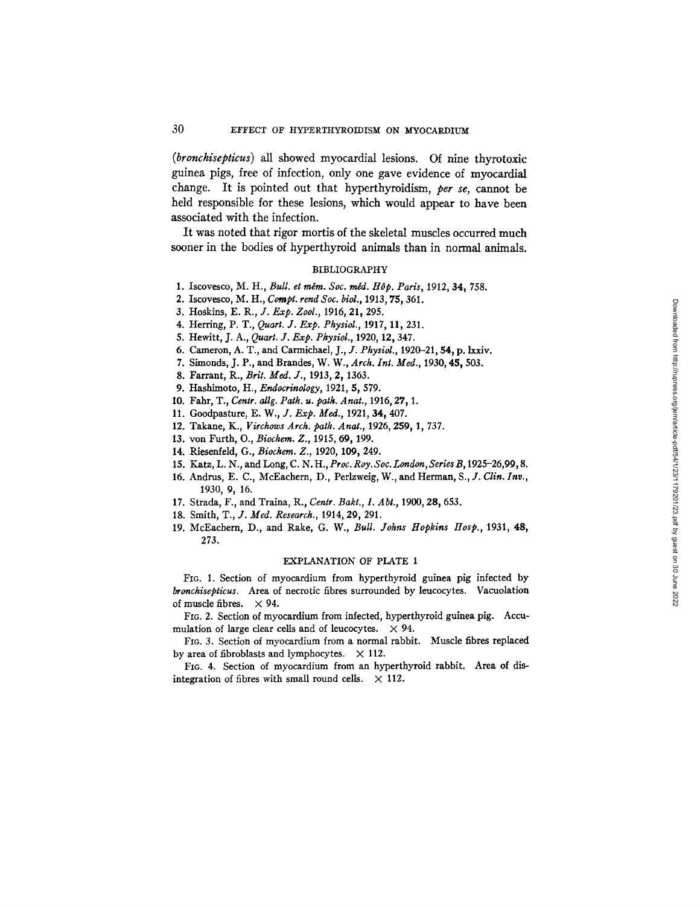(*bronchisepticus*) all showed myocardial lesions. Of nine thyrotoxic guinea pigs, free of infection, only one gave evidence of myocardial change. It is pointed out that hyperthyroidism, *per se*, cannot be held responsible for these lesions, which would appear to have been associated with the infection.

It was noted that rigor mortis of the skeletal muscles occurred much sooner in the bodies of hyperthyroid animals than in normal animals.

## BIBLIOGRAPHY

1. Iscovesco, M. H., *Bull. et mém. Soc. méd. Hôp. Paris*, 1912, **34,** 758.
2. Iscovesco, M. H., *Compt. rend Soc. biol.*, 1913, **75,** 361.
3. Hoskins, E. R., *J. Exp. Zool.*, 1916, **21,** 295.
4. Herring, P. T., *Quart. J. Exp. Physiol.*, 1917, **11,** 231.
5. Hewitt, J. A., *Quart. J. Exp. Physiol.*, 1920, **12,** 347.
6. Cameron, A. T., and Carmichael, J., *J. Physiol.*, 1920–21, **54,** p. lxxiv.
7. Simonds, J. P., and Brandes, W. W., *Arch. Int. Med.*, 1930, **45,** 503.
8. Farrant, R., *Brit. Med. J.*, 1913, **2,** 1363.
9. Hashimoto, H., *Endocrinology*, 1921, **5,** 579.
10. Fahr, T., *Centr. allg. Path. u. path. Anat.*, 1916, **27,** 1.
11. Goodpasture, E. W., *J. Exp. Med.*, 1921, **34,** 407.
12. Takane, K., *Virchows Arch. path. Anat.*, 1926, **259,** 1, 737.
13. von Furth, O., *Biochem. Z.*, 1915, **69,** 199.
14. Riesenfeld, G., *Biochem. Z.*, 1920, **109,** 249.
15. Katz, L. N., and Long, C. N. H., *Proc. Roy. Soc. London, Series B*, 1925–26, **99,** 8.
16. Andrus, E. C., McEachern, D., Perlzweig, W., and Herman, S., *J. Clin. Inv.*, 1930, **9,** 16.
17. Strada, F., and Traina, R., *Centr. Bakt., 1. Abt.*, 1900, **28,** 653.
18. Smith, T., *J. Med. Research.*, 1914, **29,** 291.
19. McEachern, D., and Rake, G. W., *Bull. Johns Hopkins Hosp.*, 1931, **48,** 273.

## EXPLANATION OF PLATE 1

FIG. 1. Section of myocardium from hyperthyroid guinea pig infected by *bronchisepticus*. Area of necrotic fibres surrounded by leucocytes. Vacuolation of muscle fibres. × 94.

FIG. 2. Section of myocardium from infected, hyperthyroid guinea pig. Accumulation of large clear cells and of leucocytes. × 94.

FIG. 3. Section of myocardium from a normal rabbit. Muscle fibres replaced by area of fibroblasts and lymphocytes. × 112.

FIG. 4. Section of myocardium from an hyperthyroid rabbit. Area of disintegration of fibres with small round cells. × 112.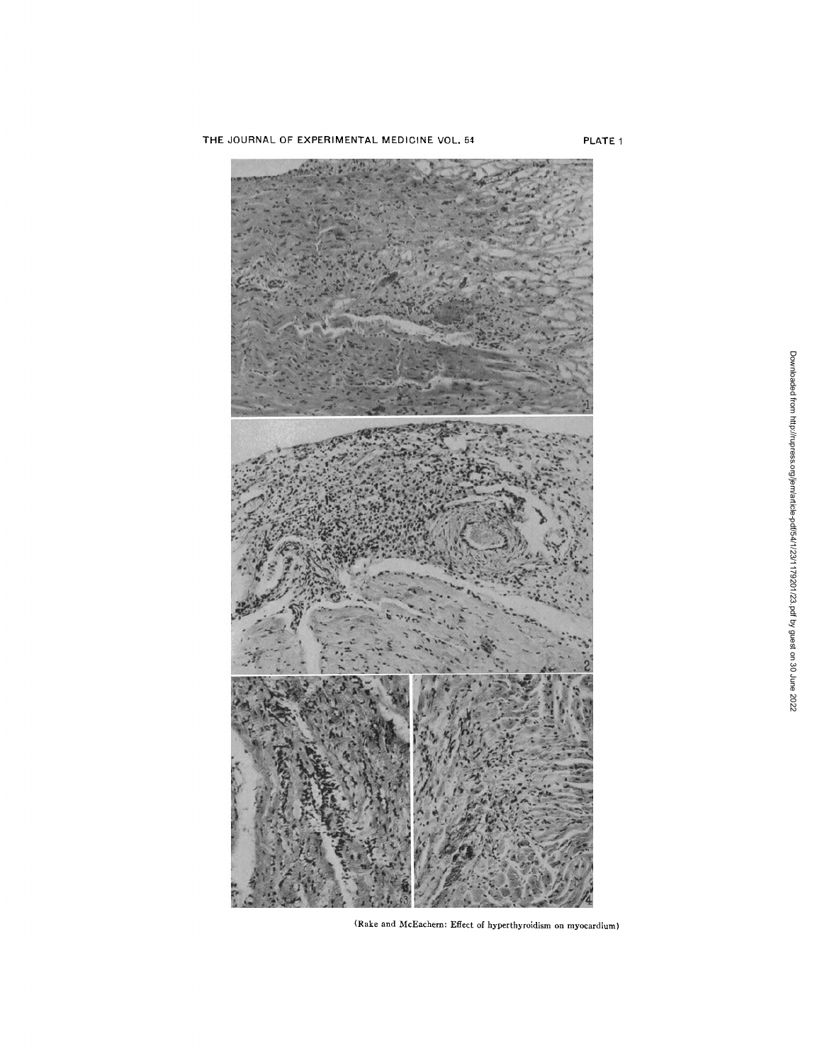(Rake and McEachern: Effect of hyperthyroidism on myocardium)